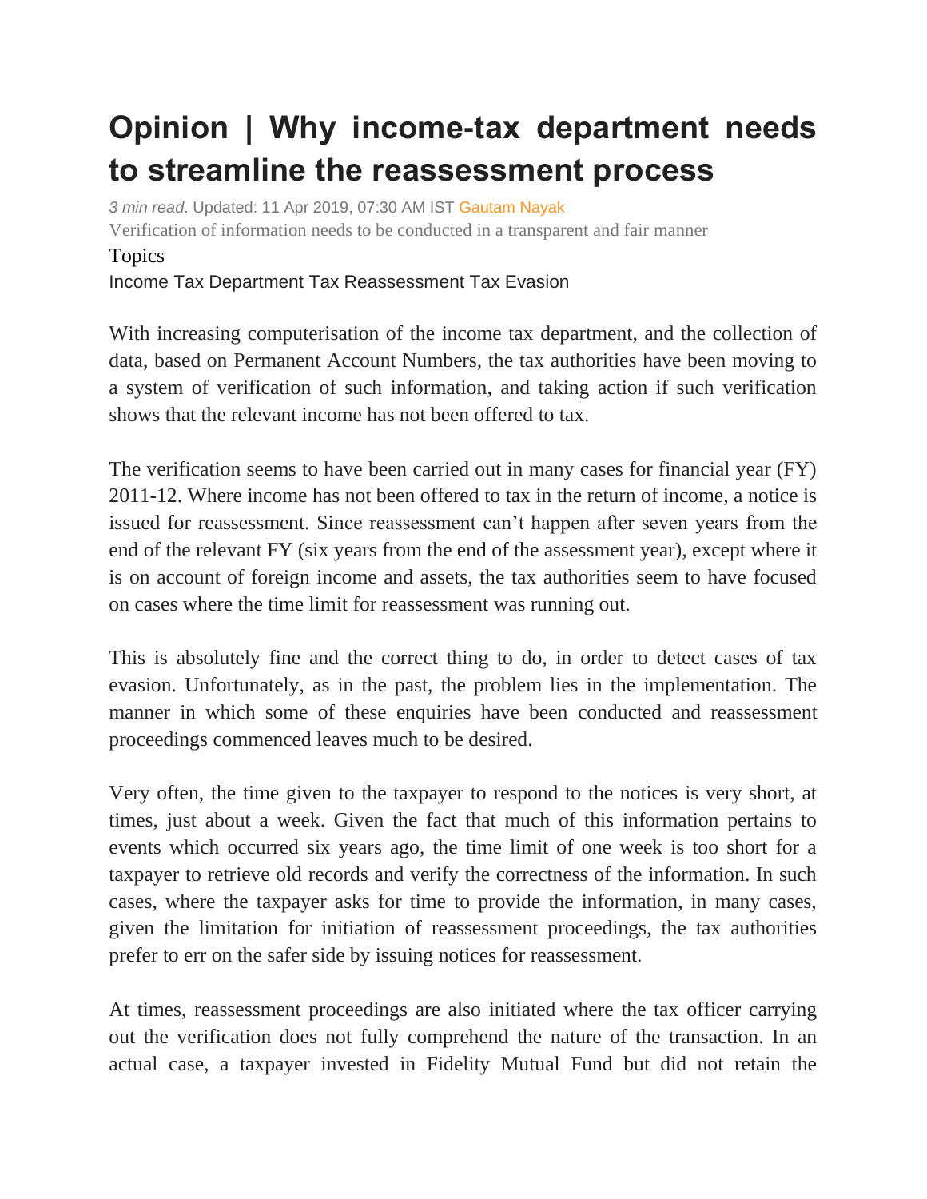# Opinion | Why income-tax department needs to streamline the reassessment process

*3 min read*. Updated: 11 Apr 2019, 07:30 AM IST Gautam Nayak

Verification of information needs to be conducted in a transparent and fair manner

Topics

Income Tax Department Tax Reassessment Tax Evasion

With increasing computerisation of the income tax department, and the collection of data, based on Permanent Account Numbers, the tax authorities have been moving to a system of verification of such information, and taking action if such verification shows that the relevant income has not been offered to tax.

The verification seems to have been carried out in many cases for financial year (FY) 2011-12. Where income has not been offered to tax in the return of income, a notice is issued for reassessment. Since reassessment can't happen after seven years from the end of the relevant FY (six years from the end of the assessment year), except where it is on account of foreign income and assets, the tax authorities seem to have focused on cases where the time limit for reassessment was running out.

This is absolutely fine and the correct thing to do, in order to detect cases of tax evasion. Unfortunately, as in the past, the problem lies in the implementation. The manner in which some of these enquiries have been conducted and reassessment proceedings commenced leaves much to be desired.

Very often, the time given to the taxpayer to respond to the notices is very short, at times, just about a week. Given the fact that much of this information pertains to events which occurred six years ago, the time limit of one week is too short for a taxpayer to retrieve old records and verify the correctness of the information. In such cases, where the taxpayer asks for time to provide the information, in many cases, given the limitation for initiation of reassessment proceedings, the tax authorities prefer to err on the safer side by issuing notices for reassessment.

At times, reassessment proceedings are also initiated where the tax officer carrying out the verification does not fully comprehend the nature of the transaction. In an actual case, a taxpayer invested in Fidelity Mutual Fund but did not retain the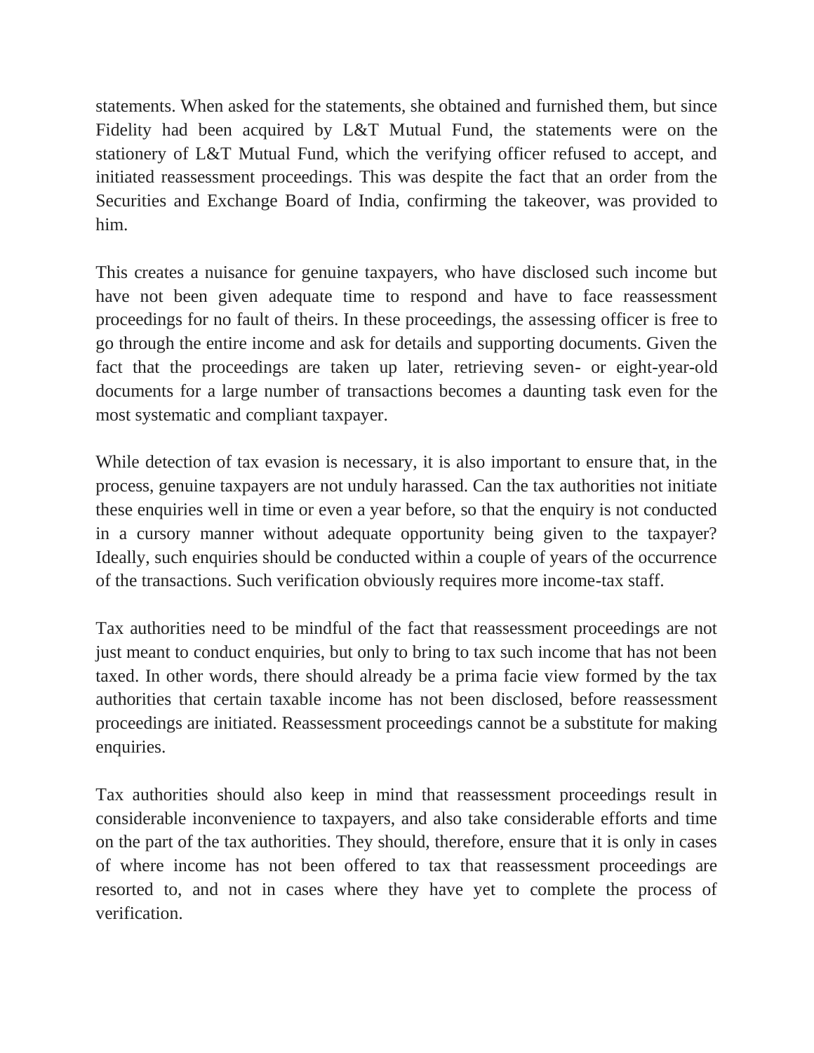statements. When asked for the statements, she obtained and furnished them, but since Fidelity had been acquired by L&T Mutual Fund, the statements were on the stationery of L&T Mutual Fund, which the verifying officer refused to accept, and initiated reassessment proceedings. This was despite the fact that an order from the Securities and Exchange Board of India, confirming the takeover, was provided to him.

This creates a nuisance for genuine taxpayers, who have disclosed such income but have not been given adequate time to respond and have to face reassessment proceedings for no fault of theirs. In these proceedings, the assessing officer is free to go through the entire income and ask for details and supporting documents. Given the fact that the proceedings are taken up later, retrieving seven- or eight-year-old documents for a large number of transactions becomes a daunting task even for the most systematic and compliant taxpayer.

While detection of tax evasion is necessary, it is also important to ensure that, in the process, genuine taxpayers are not unduly harassed. Can the tax authorities not initiate these enquiries well in time or even a year before, so that the enquiry is not conducted in a cursory manner without adequate opportunity being given to the taxpayer? Ideally, such enquiries should be conducted within a couple of years of the occurrence of the transactions. Such verification obviously requires more income-tax staff.

Tax authorities need to be mindful of the fact that reassessment proceedings are not just meant to conduct enquiries, but only to bring to tax such income that has not been taxed. In other words, there should already be a prima facie view formed by the tax authorities that certain taxable income has not been disclosed, before reassessment proceedings are initiated. Reassessment proceedings cannot be a substitute for making enquiries.

Tax authorities should also keep in mind that reassessment proceedings result in considerable inconvenience to taxpayers, and also take considerable efforts and time on the part of the tax authorities. They should, therefore, ensure that it is only in cases of where income has not been offered to tax that reassessment proceedings are resorted to, and not in cases where they have yet to complete the process of verification.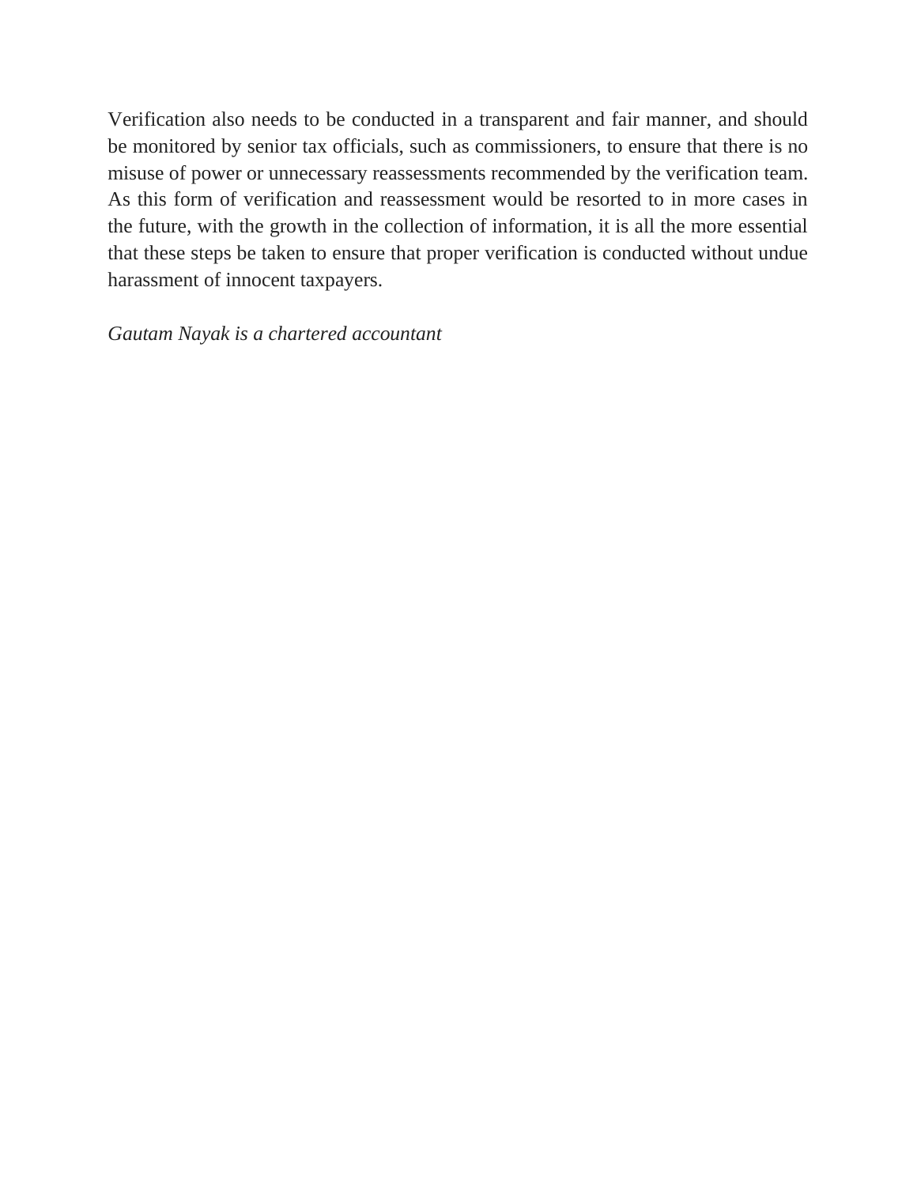Verification also needs to be conducted in a transparent and fair manner, and should be monitored by senior tax officials, such as commissioners, to ensure that there is no misuse of power or unnecessary reassessments recommended by the verification team. As this form of verification and reassessment would be resorted to in more cases in the future, with the growth in the collection of information, it is all the more essential that these steps be taken to ensure that proper verification is conducted without undue harassment of innocent taxpayers.

*Gautam Nayak is a chartered accountant*